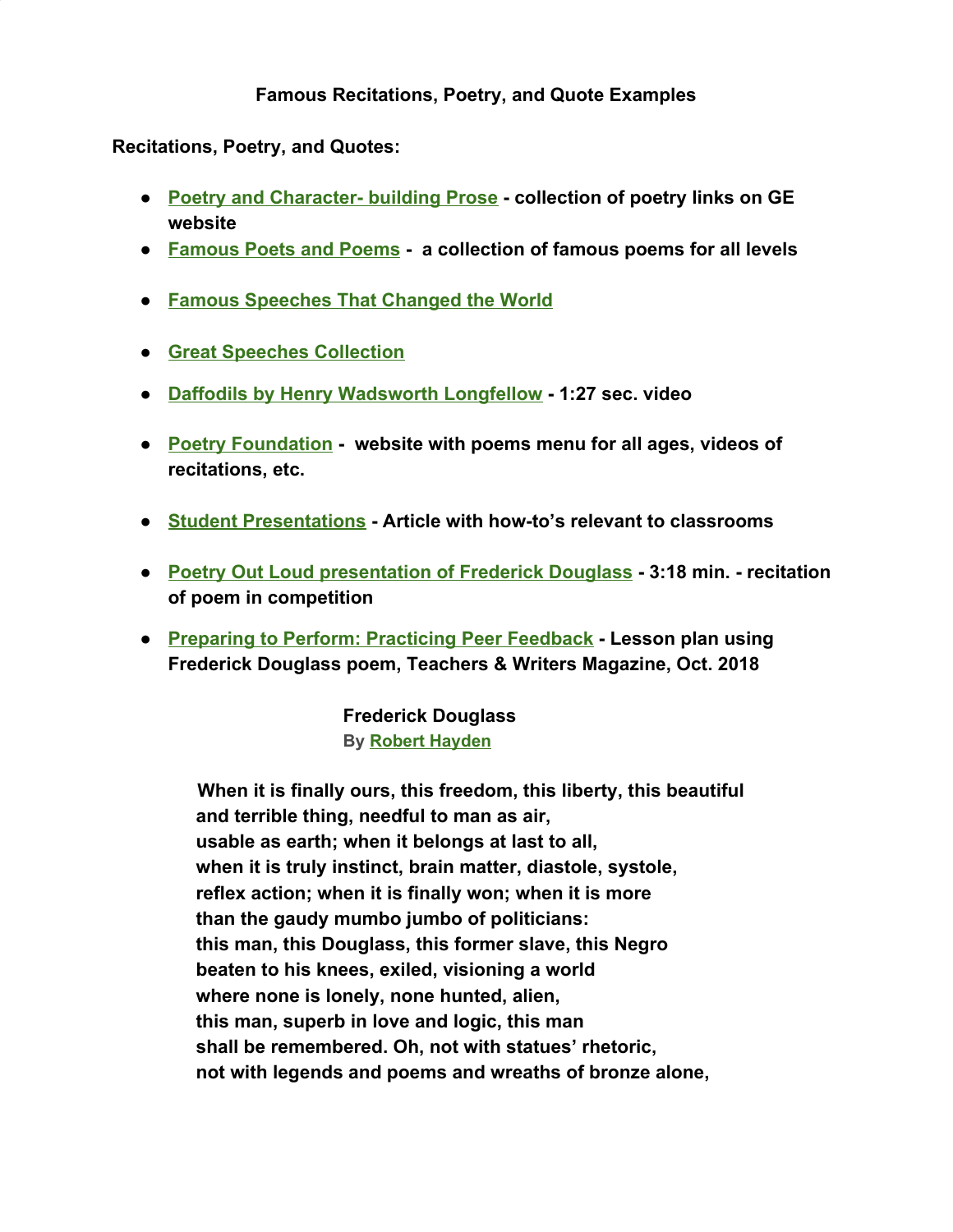**Famous Recitations, Poetry, and Quote Examples**

**Recitations, Poetry, and Quotes:**

- **Poetry and Character- building Prose - collection of poetry links on GE website**
- **Famous Poets and Poems - a collection of famous poems for all levels**
- **Famous Speeches That Changed the World**
- **Great Speeches Collection**
- **Daffodils by Henry Wadsworth Longfellow - 1:27 sec. video**
- **Poetry Foundation - website with poems menu for all ages, videos of recitations, etc.**
- **Student Presentations - Article with how-to's relevant to classrooms**
- **Poetry Out Loud presentation of Frederick Douglass - 3:18 min. - recitation of poem in competition**
- **Preparing to Perform: Practicing Peer Feedback - Lesson plan using Frederick Douglass poem, Teachers & Writers Magazine, Oct. 2018**

**Frederick Douglass**
**By Robert Hayden**

**When it is finally ours, this freedom, this liberty, this beautiful**
**and terrible thing, needful to man as air,**
**usable as earth; when it belongs at last to all,**
**when it is truly instinct, brain matter, diastole, systole,**
**reflex action; when it is finally won; when it is more**
**than the gaudy mumbo jumbo of politicians:**
**this man, this Douglass, this former slave, this Negro**
**beaten to his knees, exiled, visioning a world**
**where none is lonely, none hunted, alien,**
**this man, superb in love and logic, this man**
**shall be remembered. Oh, not with statues' rhetoric,**
**not with legends and poems and wreaths of bronze alone,**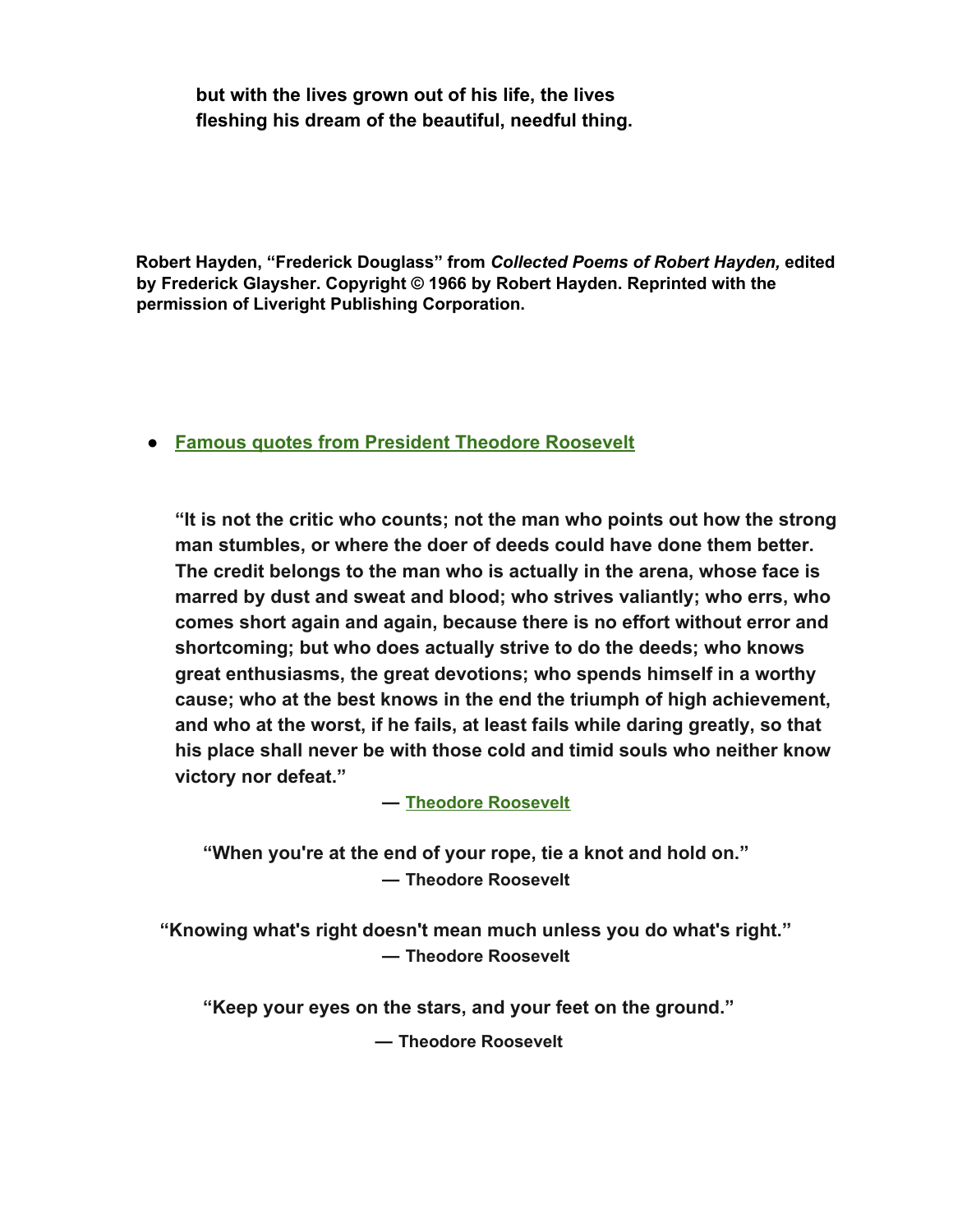**but with the lives grown out of his life, the lives**
**fleshing his dream of the beautiful, needful thing.**

**Robert Hayden, "Frederick Douglass" from *Collected Poems of Robert Hayden,* edited by Frederick Glaysher. Copyright © 1966 by Robert Hayden. Reprinted with the permission of Liveright Publishing Corporation.**

- **Famous quotes from President Theodore Roosevelt**

**"It is not the critic who counts; not the man who points out how the strong man stumbles, or where the doer of deeds could have done them better. The credit belongs to the man who is actually in the arena, whose face is marred by dust and sweat and blood; who strives valiantly; who errs, who comes short again and again, because there is no effort without error and shortcoming; but who does actually strive to do the deeds; who knows great enthusiasms, the great devotions; who spends himself in a worthy cause; who at the best knows in the end the triumph of high achievement, and who at the worst, if he fails, at least fails while daring greatly, so that his place shall never be with those cold and timid souls who neither know victory nor defeat."**

**— Theodore Roosevelt**

**"When you're at the end of your rope, tie a knot and hold on."**
**— Theodore Roosevelt**

**"Knowing what's right doesn't mean much unless you do what's right."**
**— Theodore Roosevelt**

**"Keep your eyes on the stars, and your feet on the ground."**

**— Theodore Roosevelt**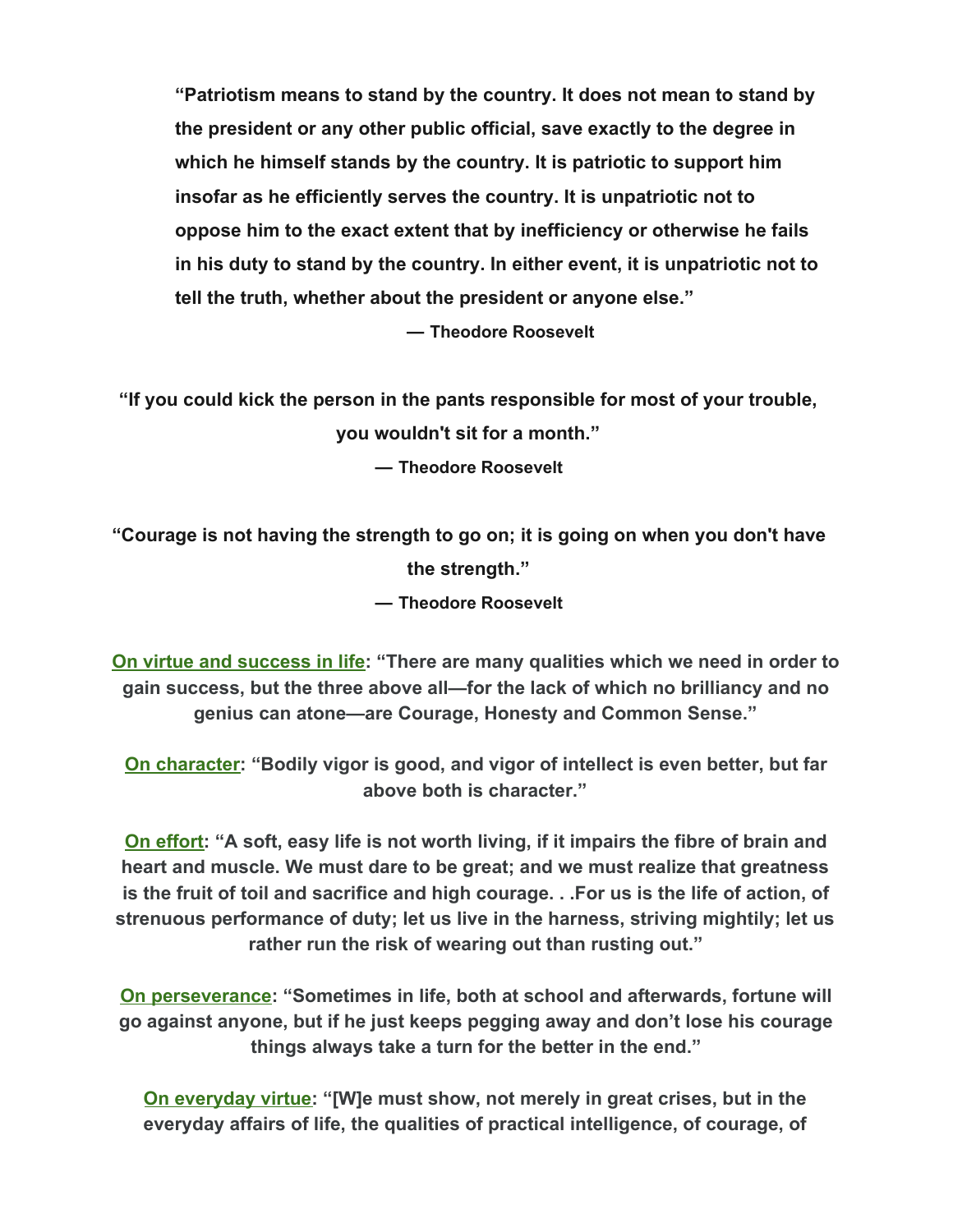**"Patriotism means to stand by the country. It does not mean to stand by the president or any other public official, save exactly to the degree in which he himself stands by the country. It is patriotic to support him insofar as he efficiently serves the country. It is unpatriotic not to oppose him to the exact extent that by inefficiency or otherwise he fails in his duty to stand by the country. In either event, it is unpatriotic not to tell the truth, whether about the president or anyone else."**

**— Theodore Roosevelt**

**"If you could kick the person in the pants responsible for most of your trouble, you wouldn't sit for a month."**

**— Theodore Roosevelt**

**"Courage is not having the strength to go on; it is going on when you don't have the strength."**

**— Theodore Roosevelt**

**On virtue and success in life: "There are many qualities which we need in order to gain success, but the three above all—for the lack of which no brilliancy and no genius can atone—are Courage, Honesty and Common Sense."**

**On character: "Bodily vigor is good, and vigor of intellect is even better, but far above both is character."**

**On effort: "A soft, easy life is not worth living, if it impairs the fibre of brain and heart and muscle. We must dare to be great; and we must realize that greatness is the fruit of toil and sacrifice and high courage. . .For us is the life of action, of strenuous performance of duty; let us live in the harness, striving mightily; let us rather run the risk of wearing out than rusting out."**

**On perseverance: "Sometimes in life, both at school and afterwards, fortune will go against anyone, but if he just keeps pegging away and don't lose his courage things always take a turn for the better in the end."**

**On everyday virtue: "[W]e must show, not merely in great crises, but in the everyday affairs of life, the qualities of practical intelligence, of courage, of**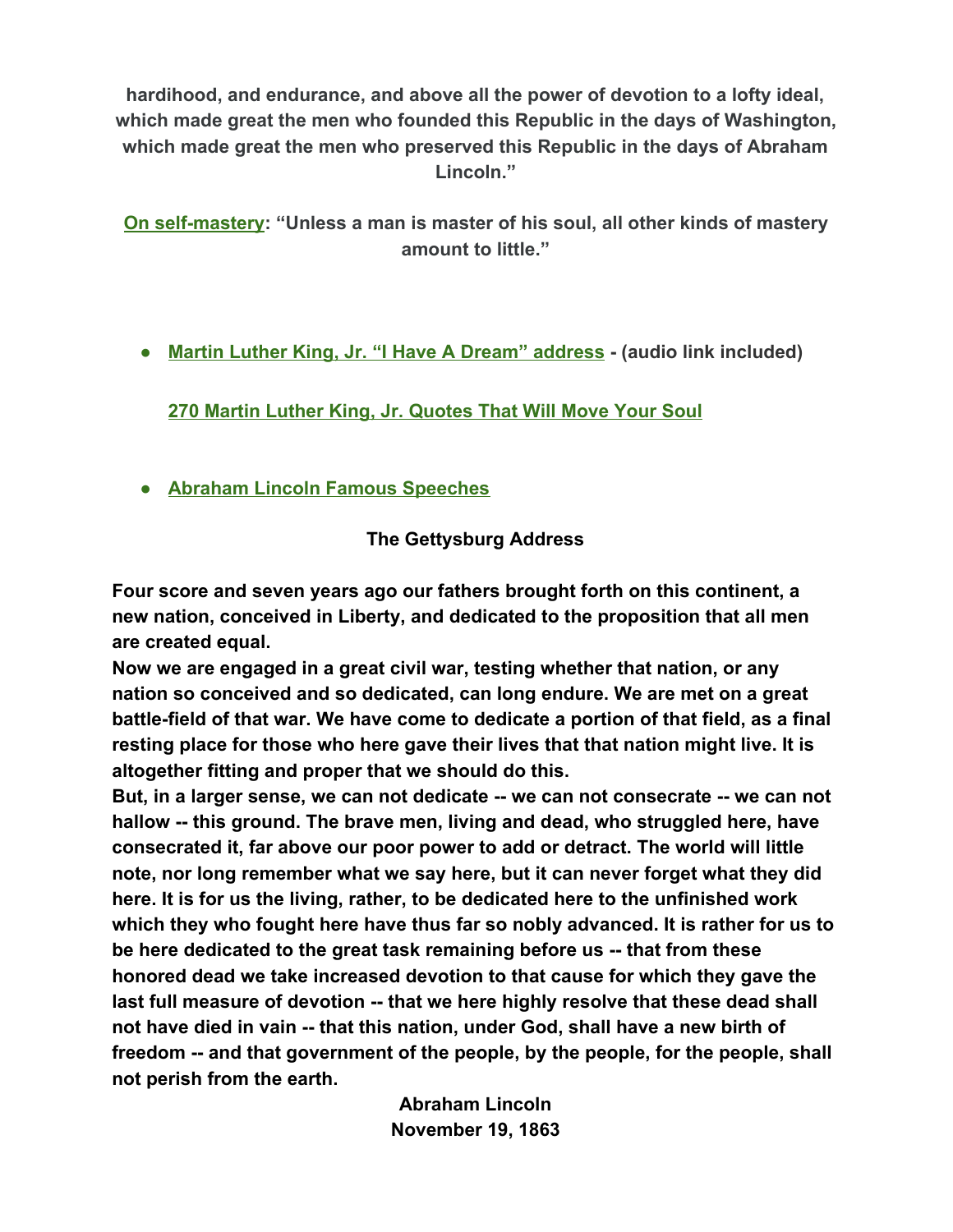**hardihood, and endurance, and above all the power of devotion to a lofty ideal, which made great the men who founded this Republic in the days of Washington, which made great the men who preserved this Republic in the days of Abraham Lincoln."**

**On self-mastery: "Unless a man is master of his soul, all other kinds of mastery amount to little."**

- **Martin Luther King, Jr. "I Have A Dream" address - (audio link included)**

  **270 Martin Luther King, Jr. Quotes That Will Move Your Soul**

- **Abraham Lincoln Famous Speeches**

**The Gettysburg Address**

**Four score and seven years ago our fathers brought forth on this continent, a new nation, conceived in Liberty, and dedicated to the proposition that all men are created equal.**
**Now we are engaged in a great civil war, testing whether that nation, or any nation so conceived and so dedicated, can long endure. We are met on a great battle-field of that war. We have come to dedicate a portion of that field, as a final resting place for those who here gave their lives that that nation might live. It is altogether fitting and proper that we should do this.**
**But, in a larger sense, we can not dedicate -- we can not consecrate -- we can not hallow -- this ground. The brave men, living and dead, who struggled here, have consecrated it, far above our poor power to add or detract. The world will little note, nor long remember what we say here, but it can never forget what they did here. It is for us the living, rather, to be dedicated here to the unfinished work which they who fought here have thus far so nobly advanced. It is rather for us to be here dedicated to the great task remaining before us -- that from these honored dead we take increased devotion to that cause for which they gave the last full measure of devotion -- that we here highly resolve that these dead shall not have died in vain -- that this nation, under God, shall have a new birth of freedom -- and that government of the people, by the people, for the people, shall not perish from the earth.**

**Abraham Lincoln**
**November 19, 1863**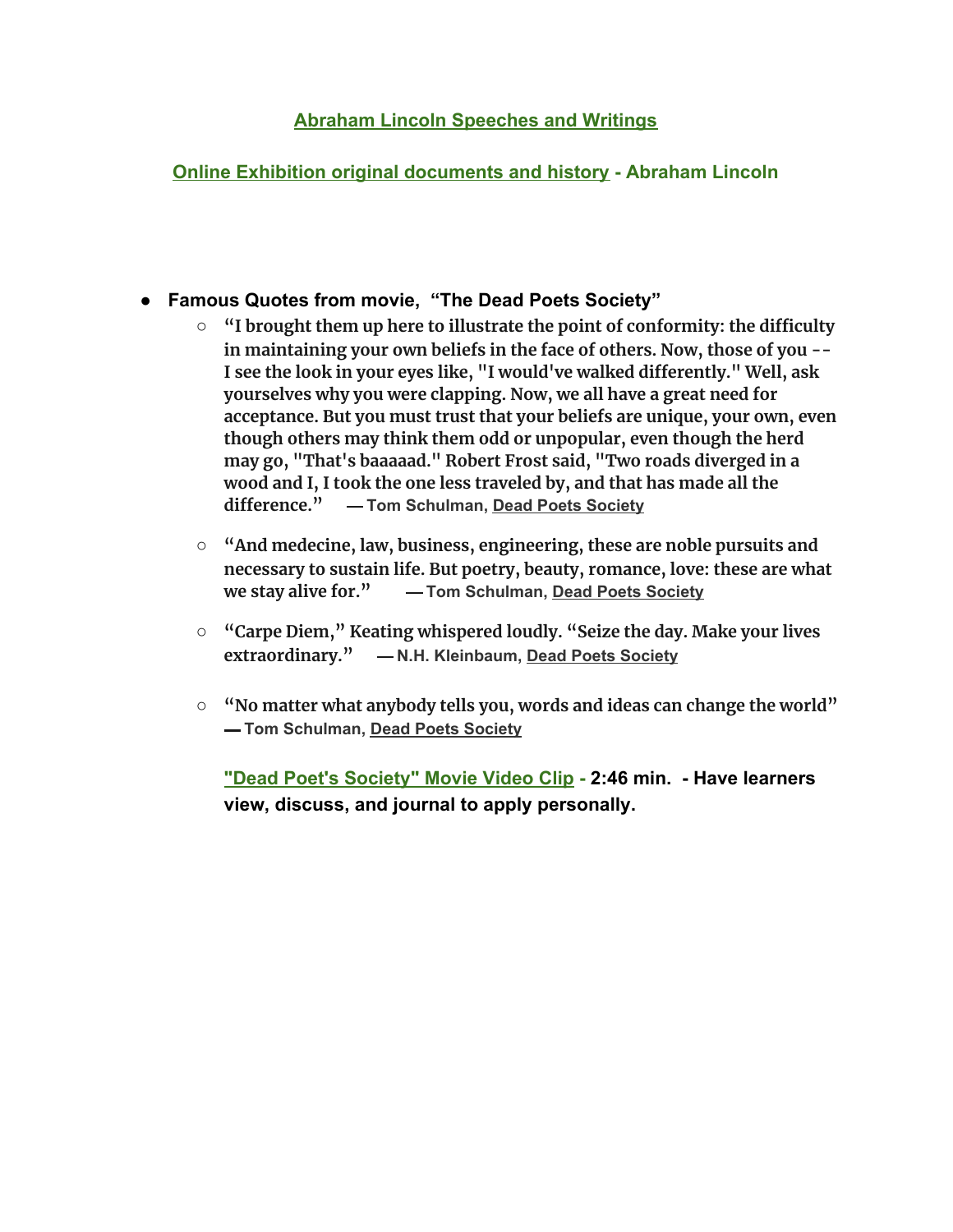**Abraham Lincoln Speeches and Writings**

**Online Exhibition original documents and history - Abraham Lincoln**

- **Famous Quotes from movie, "The Dead Poets Society"**
  - **"I brought them up here to illustrate the point of conformity: the difficulty in maintaining your own beliefs in the face of others. Now, those of you -- I see the look in your eyes like, "I would've walked differently." Well, ask yourselves why you were clapping. Now, we all have a great need for acceptance. But you must trust that your beliefs are unique, your own, even though others may think them odd or unpopular, even though the herd may go, "That's baaaaad." Robert Frost said, "Two roads diverged in a wood and I, I took the one less traveled by, and that has made all the difference."** — **Tom Schulman, Dead Poets Society**
  - **"And medecine, law, business, engineering, these are noble pursuits and necessary to sustain life. But poetry, beauty, romance, love: these are what we stay alive for."** — **Tom Schulman, Dead Poets Society**
  - **"Carpe Diem," Keating whispered loudly. "Seize the day. Make your lives extraordinary."** — **N.H. Kleinbaum, Dead Poets Society**
  - **"No matter what anybody tells you, words and ideas can change the world"** — **Tom Schulman, Dead Poets Society**

    **"Dead Poet's Society" Movie Video Clip - 2:46 min. - Have learners view, discuss, and journal to apply personally.**